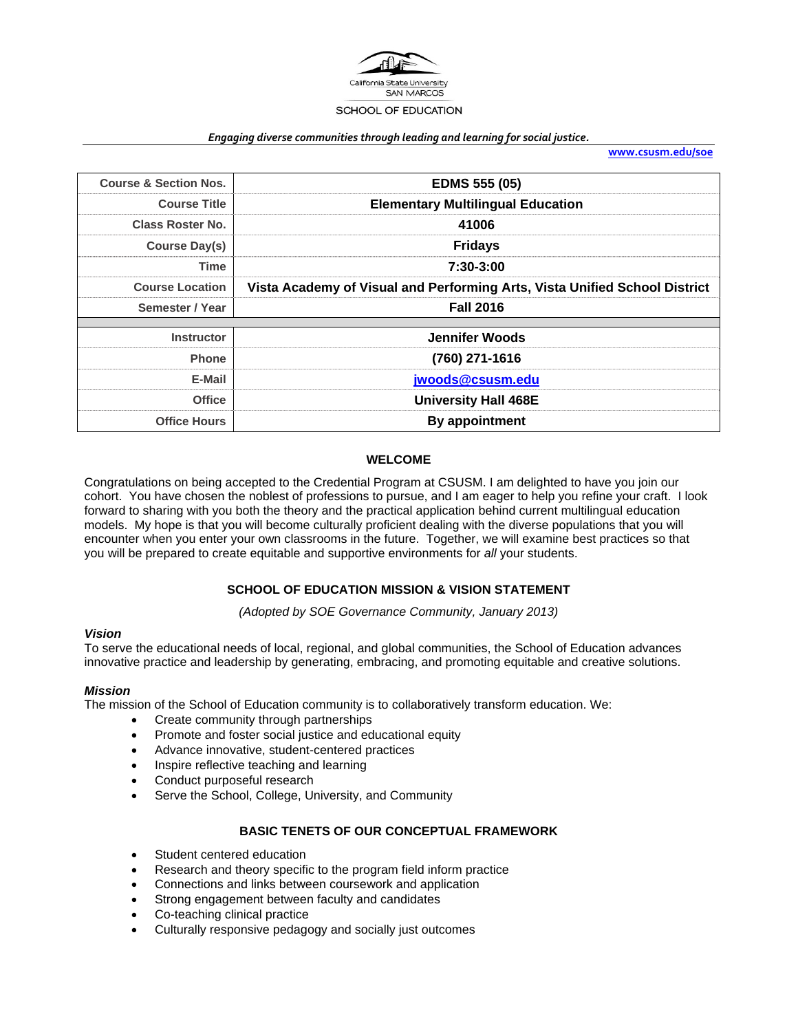California State University SAN MARCOS

SCHOOL OF EDUCATION

***Engaging diverse communities through leading and learning for social justice.***

**www.csusm.edu/soe**

| | |
|---|---|
| **Course & Section Nos.** | **EDMS 555 (05)** |
| **Course Title** | **Elementary Multilingual Education** |
| **Class Roster No.** | **41006** |
| **Course Day(s)** | **Fridays** |
| **Time** | **7:30-3:00** |
| **Course Location** | **Vista Academy of Visual and Performing Arts, Vista Unified School District** |
| **Semester / Year** | **Fall 2016** |
| | |
| **Instructor** | **Jennifer Woods** |
| **Phone** | **(760) 271-1616** |
| **E-Mail** | **jwoods@csusm.edu** |
| **Office** | **University Hall 468E** |
| **Office Hours** | **By appointment** |

## WELCOME

Congratulations on being accepted to the Credential Program at CSUSM. I am delighted to have you join our cohort. You have chosen the noblest of professions to pursue, and I am eager to help you refine your craft. I look forward to sharing with you both the theory and the practical application behind current multilingual education models. My hope is that you will become culturally proficient dealing with the diverse populations that you will encounter when you enter your own classrooms in the future. Together, we will examine best practices so that you will be prepared to create equitable and supportive environments for *all* your students.

## SCHOOL OF EDUCATION MISSION & VISION STATEMENT

*(Adopted by SOE Governance Community, January 2013)*

### *Vision*

To serve the educational needs of local, regional, and global communities, the School of Education advances innovative practice and leadership by generating, embracing, and promoting equitable and creative solutions.

### *Mission*

The mission of the School of Education community is to collaboratively transform education. We:

- Create community through partnerships
- Promote and foster social justice and educational equity
- Advance innovative, student-centered practices
- Inspire reflective teaching and learning
- Conduct purposeful research
- Serve the School, College, University, and Community

## BASIC TENETS OF OUR CONCEPTUAL FRAMEWORK

- Student centered education
- Research and theory specific to the program field inform practice
- Connections and links between coursework and application
- Strong engagement between faculty and candidates
- Co-teaching clinical practice
- Culturally responsive pedagogy and socially just outcomes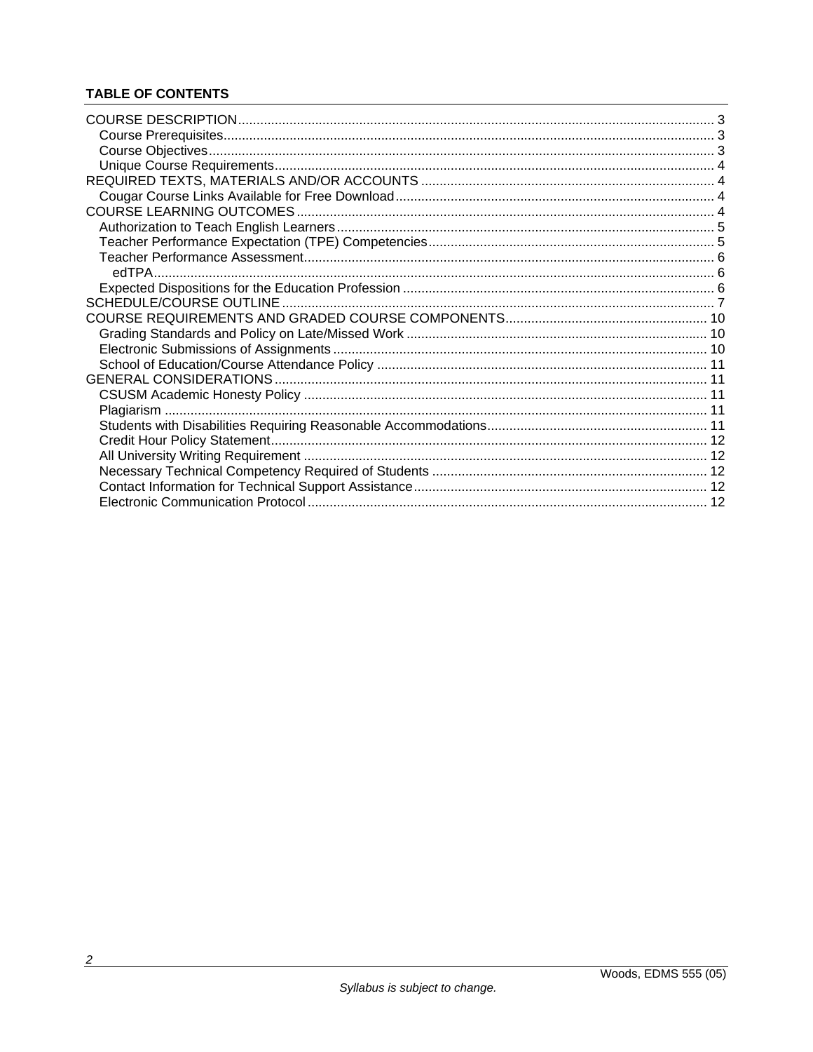**TABLE OF CONTENTS**

COURSE DESCRIPTION ..... 3
- Course Prerequisites ..... 3
- Course Objectives ..... 3
- Unique Course Requirements ..... 4

REQUIRED TEXTS, MATERIALS AND/OR ACCOUNTS ..... 4
- Cougar Course Links Available for Free Download ..... 4

COURSE LEARNING OUTCOMES ..... 4
- Authorization to Teach English Learners ..... 5
- Teacher Performance Expectation (TPE) Competencies ..... 5
- Teacher Performance Assessment ..... 6
  - edTPA ..... 6
- Expected Dispositions for the Education Profession ..... 6

SCHEDULE/COURSE OUTLINE ..... 7

COURSE REQUIREMENTS AND GRADED COURSE COMPONENTS ..... 10
- Grading Standards and Policy on Late/Missed Work ..... 10
- Electronic Submissions of Assignments ..... 10
- School of Education/Course Attendance Policy ..... 11

GENERAL CONSIDERATIONS ..... 11
- CSUSM Academic Honesty Policy ..... 11
- Plagiarism ..... 11
- Students with Disabilities Requiring Reasonable Accommodations ..... 11
- Credit Hour Policy Statement ..... 12
- All University Writing Requirement ..... 12
- Necessary Technical Competency Required of Students ..... 12
- Contact Information for Technical Support Assistance ..... 12
- Electronic Communication Protocol ..... 12

*Syllabus is subject to change.*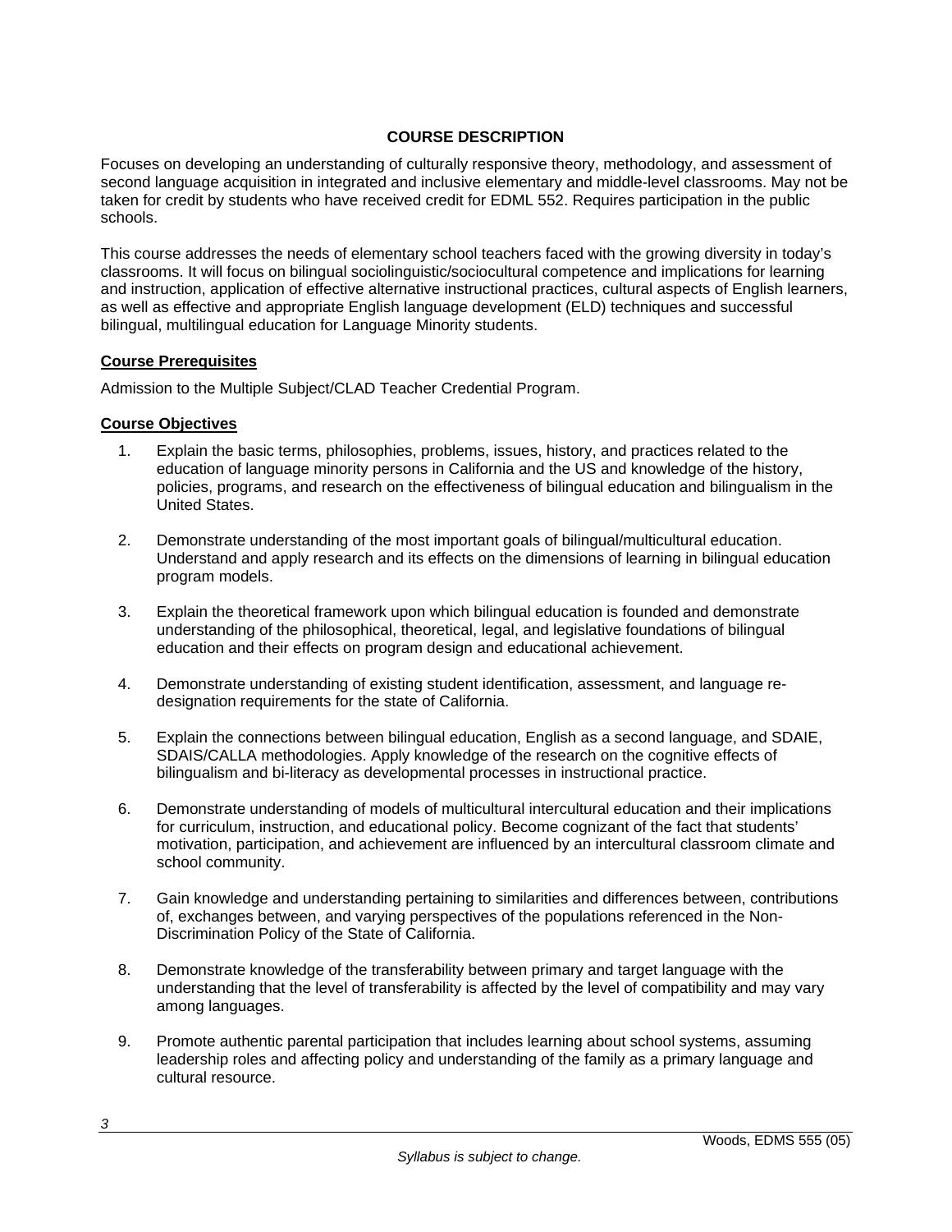## COURSE DESCRIPTION

Focuses on developing an understanding of culturally responsive theory, methodology, and assessment of second language acquisition in integrated and inclusive elementary and middle-level classrooms. May not be taken for credit by students who have received credit for EDML 552. Requires participation in the public schools.

This course addresses the needs of elementary school teachers faced with the growing diversity in today's classrooms. It will focus on bilingual sociolinguistic/sociocultural competence and implications for learning and instruction, application of effective alternative instructional practices, cultural aspects of English learners, as well as effective and appropriate English language development (ELD) techniques and successful bilingual, multilingual education for Language Minority students.

### Course Prerequisites

Admission to the Multiple Subject/CLAD Teacher Credential Program.

### Course Objectives

1. Explain the basic terms, philosophies, problems, issues, history, and practices related to the education of language minority persons in California and the US and knowledge of the history, policies, programs, and research on the effectiveness of bilingual education and bilingualism in the United States.

2. Demonstrate understanding of the most important goals of bilingual/multicultural education. Understand and apply research and its effects on the dimensions of learning in bilingual education program models.

3. Explain the theoretical framework upon which bilingual education is founded and demonstrate understanding of the philosophical, theoretical, legal, and legislative foundations of bilingual education and their effects on program design and educational achievement.

4. Demonstrate understanding of existing student identification, assessment, and language re-designation requirements for the state of California.

5. Explain the connections between bilingual education, English as a second language, and SDAIE, SDAIS/CALLA methodologies. Apply knowledge of the research on the cognitive effects of bilingualism and bi-literacy as developmental processes in instructional practice.

6. Demonstrate understanding of models of multicultural intercultural education and their implications for curriculum, instruction, and educational policy. Become cognizant of the fact that students' motivation, participation, and achievement are influenced by an intercultural classroom climate and school community.

7. Gain knowledge and understanding pertaining to similarities and differences between, contributions of, exchanges between, and varying perspectives of the populations referenced in the Non-Discrimination Policy of the State of California.

8. Demonstrate knowledge of the transferability between primary and target language with the understanding that the level of transferability is affected by the level of compatibility and may vary among languages.

9. Promote authentic parental participation that includes learning about school systems, assuming leadership roles and affecting policy and understanding of the family as a primary language and cultural resource.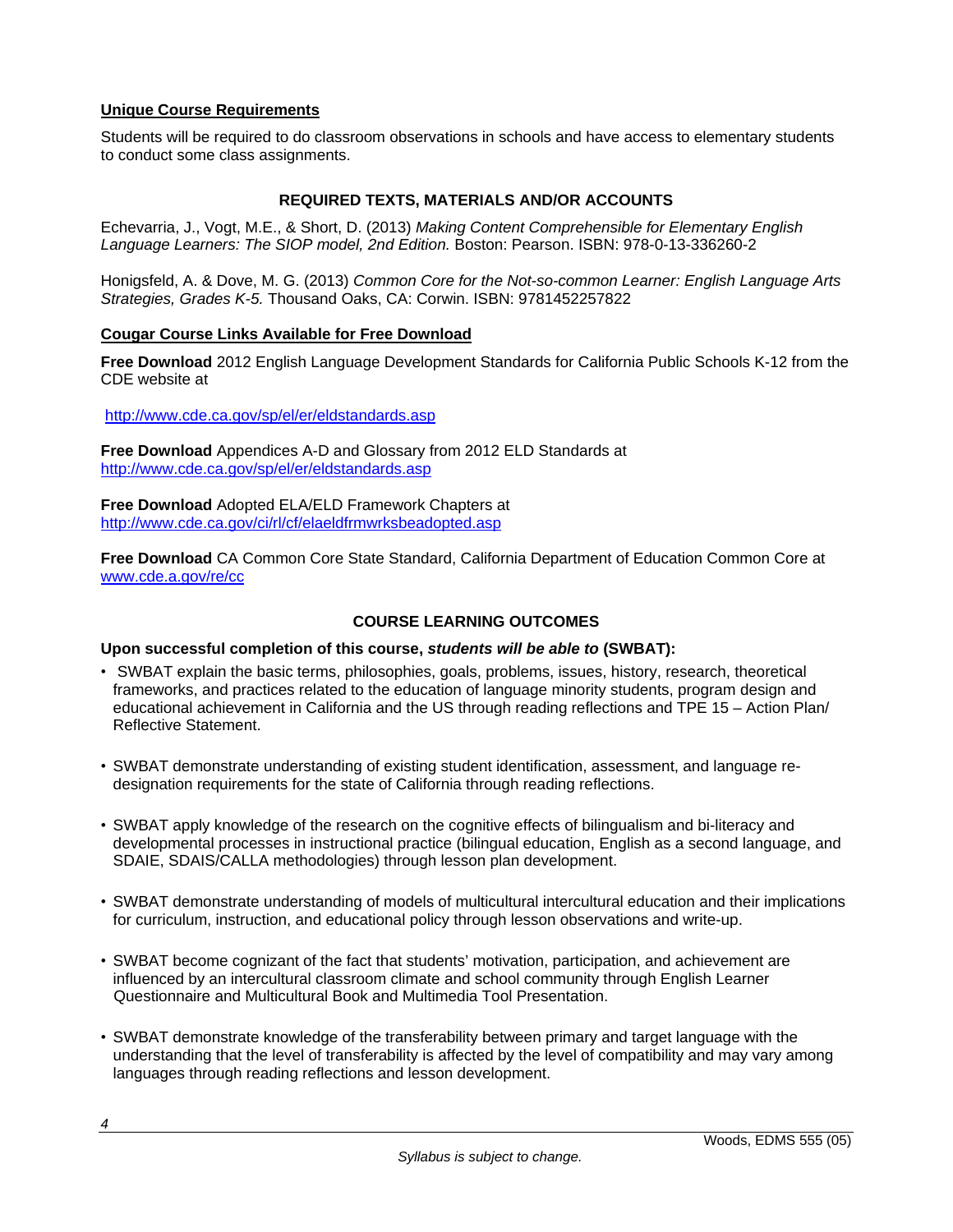**Unique Course Requirements**

Students will be required to do classroom observations in schools and have access to elementary students to conduct some class assignments.

## REQUIRED TEXTS, MATERIALS AND/OR ACCOUNTS

Echevarria, J., Vogt, M.E., & Short, D. (2013) *Making Content Comprehensible for Elementary English Language Learners: The SIOP model, 2nd Edition.* Boston: Pearson. ISBN: 978-0-13-336260-2

Honigsfeld, A. & Dove, M. G. (2013) *Common Core for the Not-so-common Learner: English Language Arts Strategies, Grades K-5.* Thousand Oaks, CA: Corwin. ISBN: 9781452257822

**Cougar Course Links Available for Free Download**

**Free Download** 2012 English Language Development Standards for California Public Schools K-12 from the CDE website at

http://www.cde.ca.gov/sp/el/er/eldstandards.asp

**Free Download** Appendices A-D and Glossary from 2012 ELD Standards at http://www.cde.ca.gov/sp/el/er/eldstandards.asp

**Free Download** Adopted ELA/ELD Framework Chapters at http://www.cde.ca.gov/ci/rl/cf/elaeldfrmwrksbeadopted.asp

**Free Download** CA Common Core State Standard, California Department of Education Common Core at www.cde.a.gov/re/cc

## COURSE LEARNING OUTCOMES

**Upon successful completion of this course, *students will be able to* (SWBAT):**

- SWBAT explain the basic terms, philosophies, goals, problems, issues, history, research, theoretical frameworks, and practices related to the education of language minority students, program design and educational achievement in California and the US through reading reflections and TPE 15 – Action Plan/ Reflective Statement.
- SWBAT demonstrate understanding of existing student identification, assessment, and language re-designation requirements for the state of California through reading reflections.
- SWBAT apply knowledge of the research on the cognitive effects of bilingualism and bi-literacy and developmental processes in instructional practice (bilingual education, English as a second language, and SDAIE, SDAIS/CALLA methodologies) through lesson plan development.
- SWBAT demonstrate understanding of models of multicultural intercultural education and their implications for curriculum, instruction, and educational policy through lesson observations and write-up.
- SWBAT become cognizant of the fact that students' motivation, participation, and achievement are influenced by an intercultural classroom climate and school community through English Learner Questionnaire and Multicultural Book and Multimedia Tool Presentation.
- SWBAT demonstrate knowledge of the transferability between primary and target language with the understanding that the level of transferability is affected by the level of compatibility and may vary among languages through reading reflections and lesson development.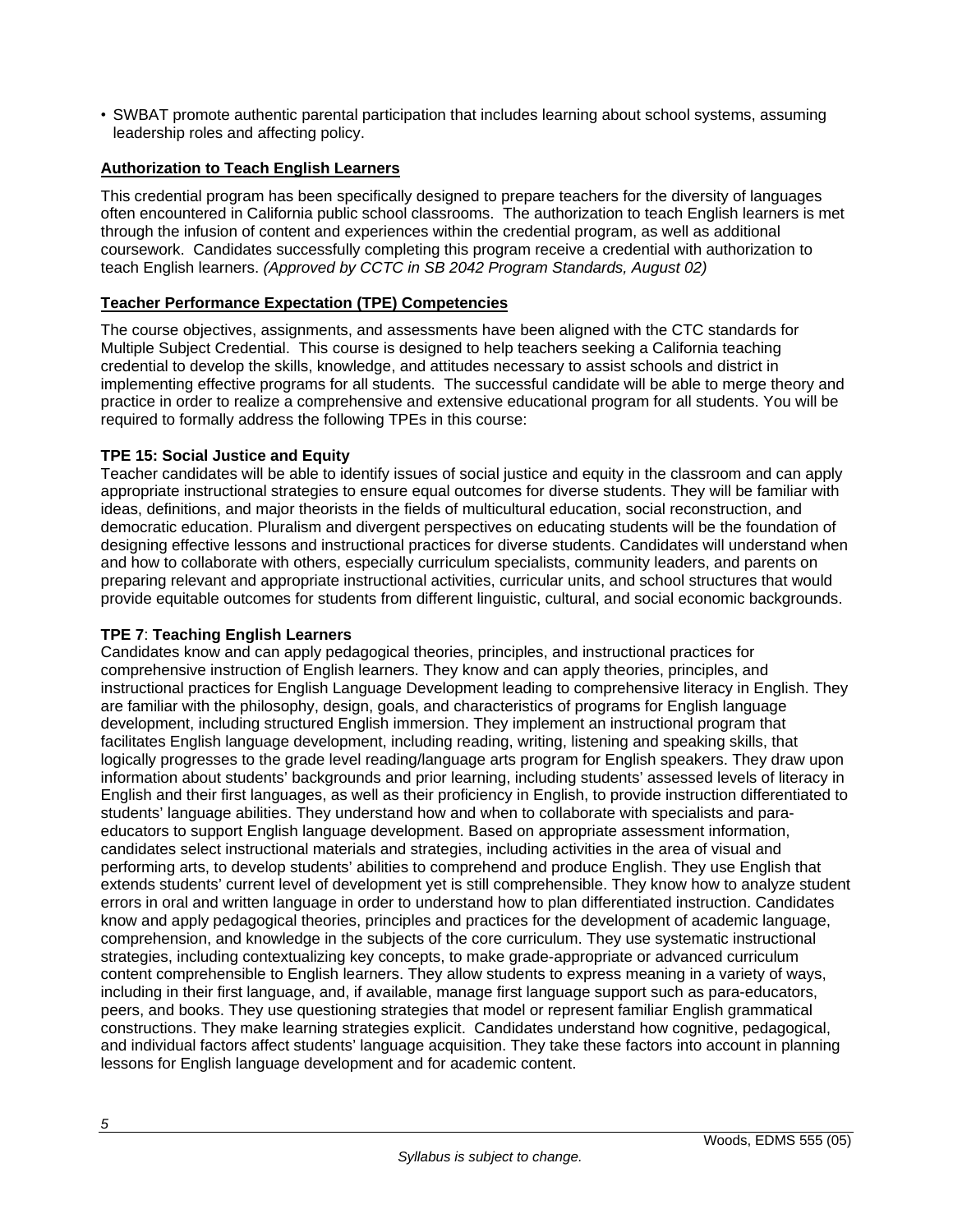- SWBAT promote authentic parental participation that includes learning about school systems, assuming leadership roles and affecting policy.

## Authorization to Teach English Learners

This credential program has been specifically designed to prepare teachers for the diversity of languages often encountered in California public school classrooms. The authorization to teach English learners is met through the infusion of content and experiences within the credential program, as well as additional coursework. Candidates successfully completing this program receive a credential with authorization to teach English learners. *(Approved by CCTC in SB 2042 Program Standards, August 02)*

## Teacher Performance Expectation (TPE) Competencies

The course objectives, assignments, and assessments have been aligned with the CTC standards for Multiple Subject Credential. This course is designed to help teachers seeking a California teaching credential to develop the skills, knowledge, and attitudes necessary to assist schools and district in implementing effective programs for all students. The successful candidate will be able to merge theory and practice in order to realize a comprehensive and extensive educational program for all students. You will be required to formally address the following TPEs in this course:

**TPE 15: Social Justice and Equity**
Teacher candidates will be able to identify issues of social justice and equity in the classroom and can apply appropriate instructional strategies to ensure equal outcomes for diverse students. They will be familiar with ideas, definitions, and major theorists in the fields of multicultural education, social reconstruction, and democratic education. Pluralism and divergent perspectives on educating students will be the foundation of designing effective lessons and instructional practices for diverse students. Candidates will understand when and how to collaborate with others, especially curriculum specialists, community leaders, and parents on preparing relevant and appropriate instructional activities, curricular units, and school structures that would provide equitable outcomes for students from different linguistic, cultural, and social economic backgrounds.

**TPE 7**: **Teaching English Learners**
Candidates know and can apply pedagogical theories, principles, and instructional practices for comprehensive instruction of English learners. They know and can apply theories, principles, and instructional practices for English Language Development leading to comprehensive literacy in English. They are familiar with the philosophy, design, goals, and characteristics of programs for English language development, including structured English immersion. They implement an instructional program that facilitates English language development, including reading, writing, listening and speaking skills, that logically progresses to the grade level reading/language arts program for English speakers. They draw upon information about students' backgrounds and prior learning, including students' assessed levels of literacy in English and their first languages, as well as their proficiency in English, to provide instruction differentiated to students' language abilities. They understand how and when to collaborate with specialists and para-educators to support English language development. Based on appropriate assessment information, candidates select instructional materials and strategies, including activities in the area of visual and performing arts, to develop students' abilities to comprehend and produce English. They use English that extends students' current level of development yet is still comprehensible. They know how to analyze student errors in oral and written language in order to understand how to plan differentiated instruction. Candidates know and apply pedagogical theories, principles and practices for the development of academic language, comprehension, and knowledge in the subjects of the core curriculum. They use systematic instructional strategies, including contextualizing key concepts, to make grade-appropriate or advanced curriculum content comprehensible to English learners. They allow students to express meaning in a variety of ways, including in their first language, and, if available, manage first language support such as para-educators, peers, and books. They use questioning strategies that model or represent familiar English grammatical constructions. They make learning strategies explicit. Candidates understand how cognitive, pedagogical, and individual factors affect students' language acquisition. They take these factors into account in planning lessons for English language development and for academic content.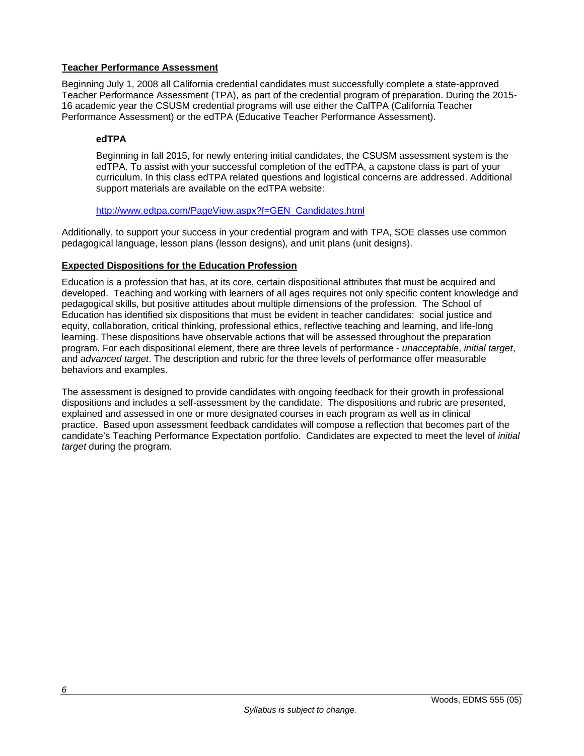## Teacher Performance Assessment

Beginning July 1, 2008 all California credential candidates must successfully complete a state-approved Teacher Performance Assessment (TPA), as part of the credential program of preparation. During the 2015-16 academic year the CSUSM credential programs will use either the CalTPA (California Teacher Performance Assessment) or the edTPA (Educative Teacher Performance Assessment).

### edTPA

Beginning in fall 2015, for newly entering initial candidates, the CSUSM assessment system is the edTPA. To assist with your successful completion of the edTPA, a capstone class is part of your curriculum. In this class edTPA related questions and logistical concerns are addressed. Additional support materials are available on the edTPA website:

http://www.edtpa.com/PageView.aspx?f=GEN_Candidates.html

Additionally, to support your success in your credential program and with TPA, SOE classes use common pedagogical language, lesson plans (lesson designs), and unit plans (unit designs).

## Expected Dispositions for the Education Profession

Education is a profession that has, at its core, certain dispositional attributes that must be acquired and developed. Teaching and working with learners of all ages requires not only specific content knowledge and pedagogical skills, but positive attitudes about multiple dimensions of the profession. The School of Education has identified six dispositions that must be evident in teacher candidates: social justice and equity, collaboration, critical thinking, professional ethics, reflective teaching and learning, and life-long learning. These dispositions have observable actions that will be assessed throughout the preparation program. For each dispositional element, there are three levels of performance - *unacceptable*, *initial target*, and *advanced target*. The description and rubric for the three levels of performance offer measurable behaviors and examples.

The assessment is designed to provide candidates with ongoing feedback for their growth in professional dispositions and includes a self-assessment by the candidate. The dispositions and rubric are presented, explained and assessed in one or more designated courses in each program as well as in clinical practice. Based upon assessment feedback candidates will compose a reflection that becomes part of the candidate's Teaching Performance Expectation portfolio. Candidates are expected to meet the level of *initial target* during the program.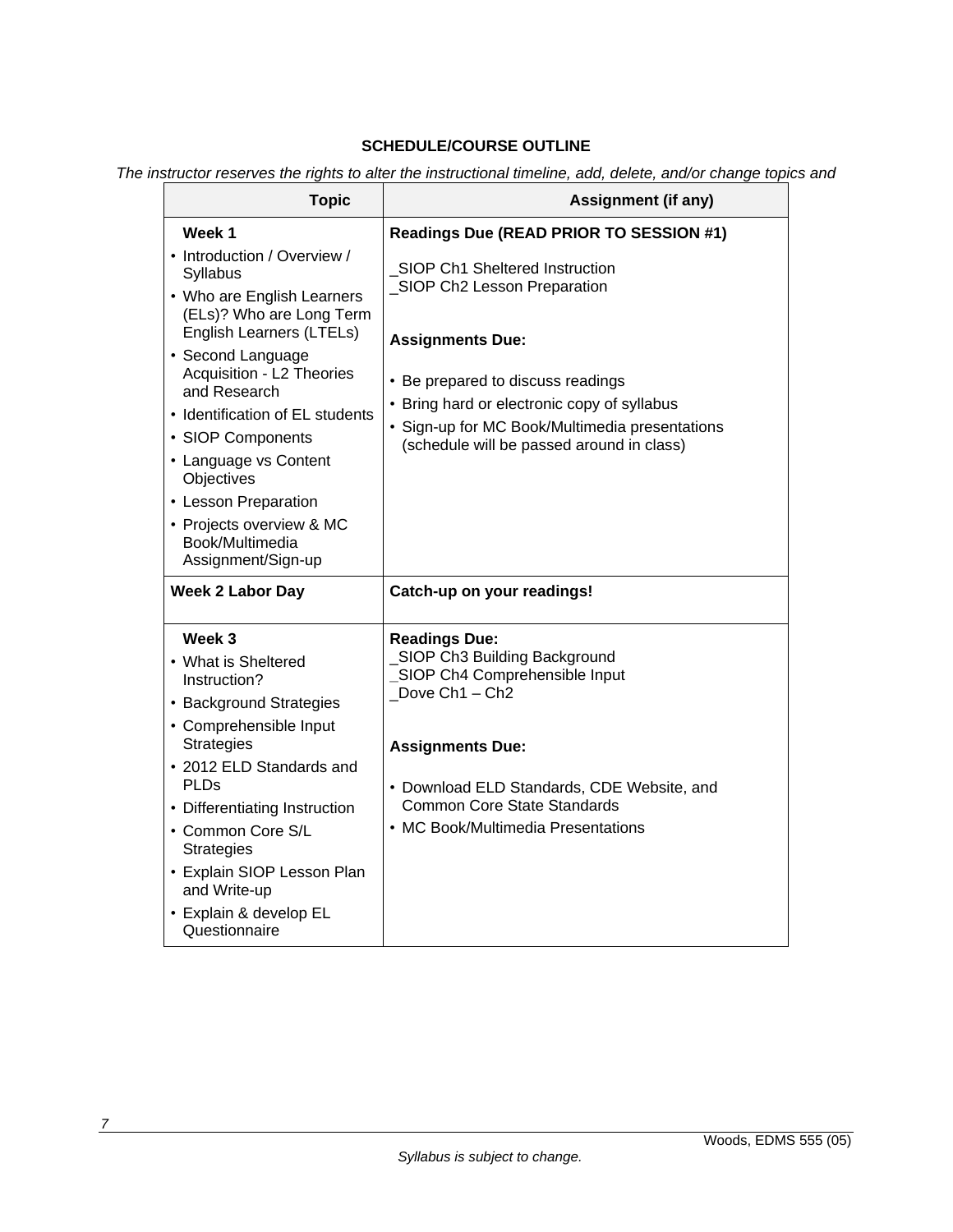**SCHEDULE/COURSE OUTLINE**

*The instructor reserves the rights to alter the instructional timeline, add, delete, and/or change topics and*

| Topic | Assignment (if any) |
| --- | --- |
| **Week 1**<br>• Introduction / Overview / Syllabus<br>• Who are English Learners (ELs)? Who are Long Term English Learners (LTELs)<br>• Second Language Acquisition - L2 Theories and Research<br>• Identification of EL students<br>• SIOP Components<br>• Language vs Content Objectives<br>• Lesson Preparation<br>• Projects overview & MC Book/Multimedia Assignment/Sign-up | **Readings Due (READ PRIOR TO SESSION #1)**<br>_SIOP Ch1 Sheltered Instruction<br>_SIOP Ch2 Lesson Preparation<br><br>**Assignments Due:**<br>• Be prepared to discuss readings<br>• Bring hard or electronic copy of syllabus<br>• Sign-up for MC Book/Multimedia presentations (schedule will be passed around in class) |
| **Week 2 Labor Day** | **Catch-up on your readings!** |
| **Week 3**<br>• What is Sheltered Instruction?<br>• Background Strategies<br>• Comprehensible Input Strategies<br>• 2012 ELD Standards and PLDs<br>• Differentiating Instruction<br>• Common Core S/L Strategies<br>• Explain SIOP Lesson Plan and Write-up<br>• Explain & develop EL Questionnaire | **Readings Due:**<br>_SIOP Ch3 Building Background<br>_SIOP Ch4 Comprehensible Input<br>_Dove Ch1 – Ch2<br><br>**Assignments Due:**<br>• Download ELD Standards, CDE Website, and Common Core State Standards<br>• MC Book/Multimedia Presentations |

*Syllabus is subject to change.*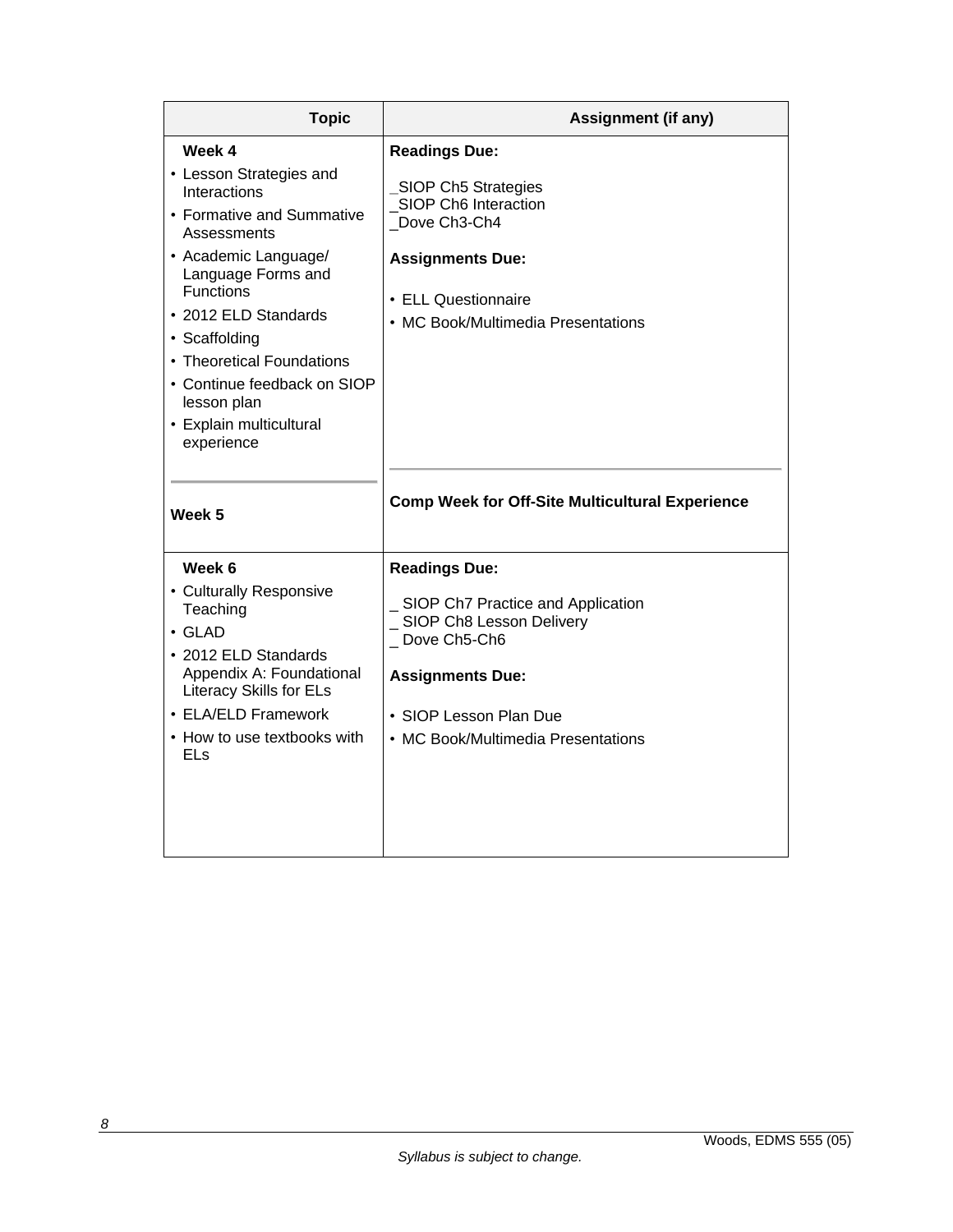| Topic | Assignment (if any) |
|---|---|
| **Week 4**<br>• Lesson Strategies and Interactions<br>• Formative and Summative Assessments<br>• Academic Language/ Language Forms and Functions<br>• 2012 ELD Standards<br>• Scaffolding<br>• Theoretical Foundations<br>• Continue feedback on SIOP lesson plan<br>• Explain multicultural experience | **Readings Due:**<br>_SIOP Ch5 Strategies<br>_SIOP Ch6 Interaction<br>_Dove Ch3-Ch4<br>**Assignments Due:**<br>• ELL Questionnaire<br>• MC Book/Multimedia Presentations |
| **Week 5** | **Comp Week for Off-Site Multicultural Experience** |
| **Week 6**<br>• Culturally Responsive Teaching<br>• GLAD<br>• 2012 ELD Standards Appendix A: Foundational Literacy Skills for ELs<br>• ELA/ELD Framework<br>• How to use textbooks with ELs | **Readings Due:**<br>_ SIOP Ch7 Practice and Application<br>_ SIOP Ch8 Lesson Delivery<br>_ Dove Ch5-Ch6<br>**Assignments Due:**<br>• SIOP Lesson Plan Due<br>• MC Book/Multimedia Presentations |

*Syllabus is subject to change.*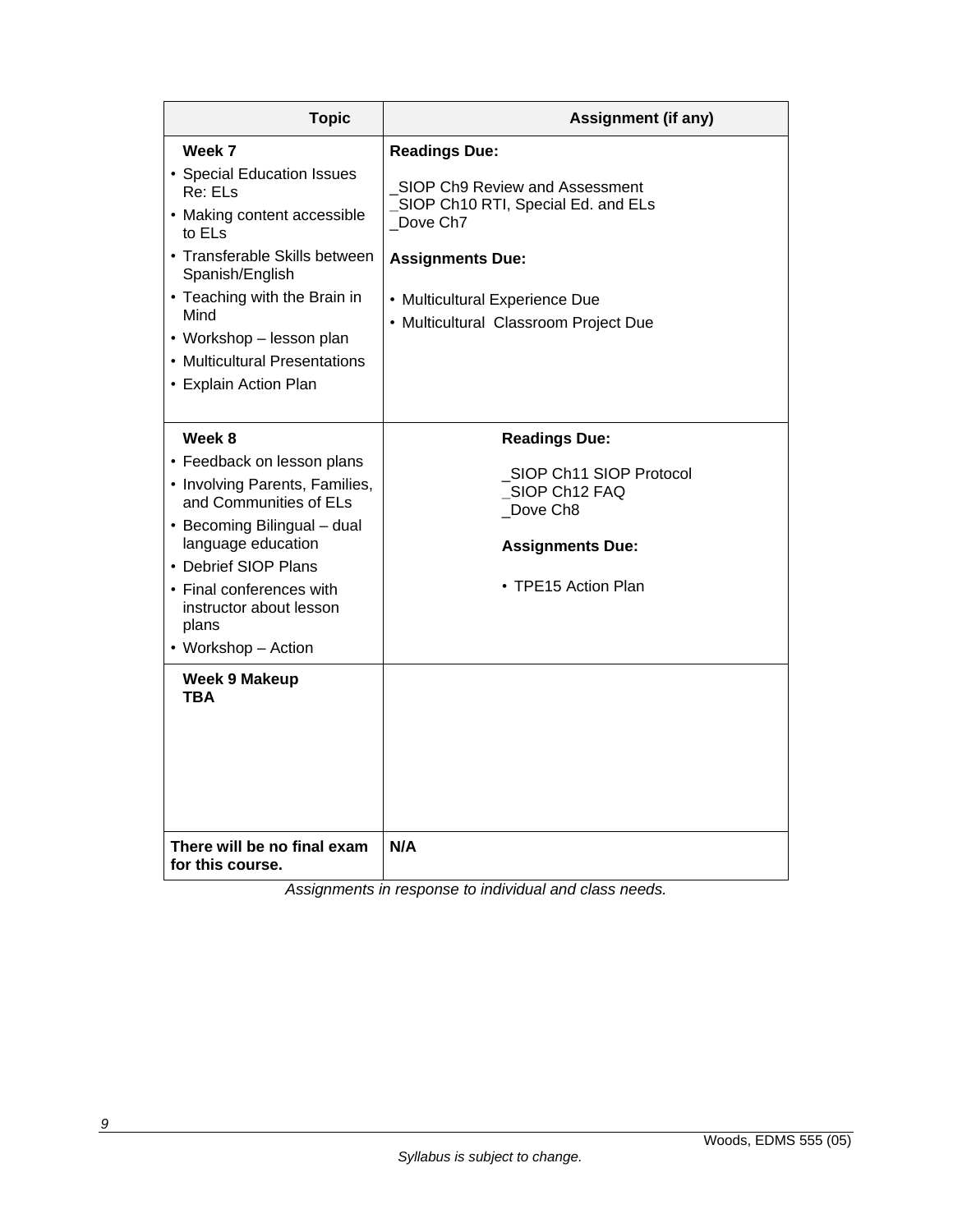| Topic | Assignment (if any) |
|---|---|
| **Week 7**<br>• Special Education Issues Re: ELs<br>• Making content accessible to ELs<br>• Transferable Skills between Spanish/English<br>• Teaching with the Brain in Mind<br>• Workshop – lesson plan<br>• Multicultural Presentations<br>• Explain Action Plan | **Readings Due:**<br>_SIOP Ch9 Review and Assessment<br>_SIOP Ch10 RTI, Special Ed. and ELs<br>_Dove Ch7<br>**Assignments Due:**<br>• Multicultural Experience Due<br>• Multicultural Classroom Project Due |
| **Week 8**<br>• Feedback on lesson plans<br>• Involving Parents, Families, and Communities of ELs<br>• Becoming Bilingual – dual language education<br>• Debrief SIOP Plans<br>• Final conferences with instructor about lesson plans<br>• Workshop – Action | **Readings Due:**<br>_SIOP Ch11 SIOP Protocol<br>_SIOP Ch12 FAQ<br>_Dove Ch8<br>**Assignments Due:**<br>• TPE15 Action Plan |
| **Week 9 Makeup**<br>**TBA** | |
| **There will be no final exam for this course.** | **N/A** |

*Assignments in response to individual and class needs.*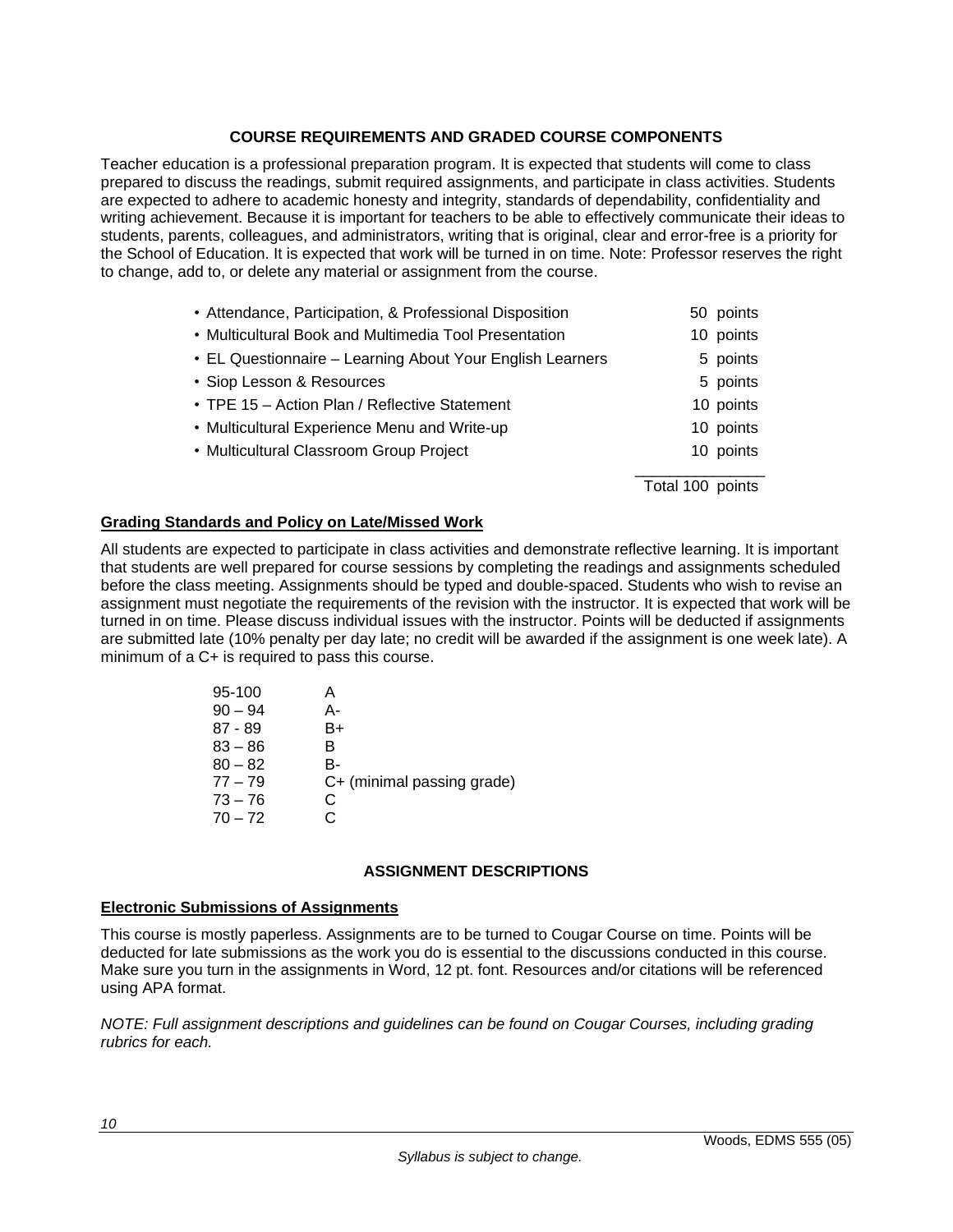## COURSE REQUIREMENTS AND GRADED COURSE COMPONENTS

Teacher education is a professional preparation program. It is expected that students will come to class prepared to discuss the readings, submit required assignments, and participate in class activities. Students are expected to adhere to academic honesty and integrity, standards of dependability, confidentiality and writing achievement. Because it is important for teachers to be able to effectively communicate their ideas to students, parents, colleagues, and administrators, writing that is original, clear and error-free is a priority for the School of Education. It is expected that work will be turned in on time. Note: Professor reserves the right to change, add to, or delete any material or assignment from the course.

| Assignment | Points |
|---|---|
| • Attendance, Participation, & Professional Disposition | 50 points |
| • Multicultural Book and Multimedia Tool Presentation | 10 points |
| • EL Questionnaire – Learning About Your English Learners | 5 points |
| • Siop Lesson & Resources | 5 points |
| • TPE 15 – Action Plan / Reflective Statement | 10 points |
| • Multicultural Experience Menu and Write-up | 10 points |
| • Multicultural Classroom Group Project | 10 points |
| | Total 100 points |

### Grading Standards and Policy on Late/Missed Work

All students are expected to participate in class activities and demonstrate reflective learning. It is important that students are well prepared for course sessions by completing the readings and assignments scheduled before the class meeting. Assignments should be typed and double-spaced. Students who wish to revise an assignment must negotiate the requirements of the revision with the instructor. It is expected that work will be turned in on time. Please discuss individual issues with the instructor. Points will be deducted if assignments are submitted late (10% penalty per day late; no credit will be awarded if the assignment is one week late). A minimum of a C+ is required to pass this course.

| Score | Grade |
|---|---|
| 95-100 | A |
| 90 – 94 | A- |
| 87 - 89 | B+ |
| 83 – 86 | B |
| 80 – 82 | B- |
| 77 – 79 | C+ (minimal passing grade) |
| 73 – 76 | C |
| 70 – 72 | C |

## ASSIGNMENT DESCRIPTIONS

### Electronic Submissions of Assignments

This course is mostly paperless. Assignments are to be turned to Cougar Course on time. Points will be deducted for late submissions as the work you do is essential to the discussions conducted in this course. Make sure you turn in the assignments in Word, 12 pt. font. Resources and/or citations will be referenced using APA format.

*NOTE: Full assignment descriptions and guidelines can be found on Cougar Courses, including grading rubrics for each.*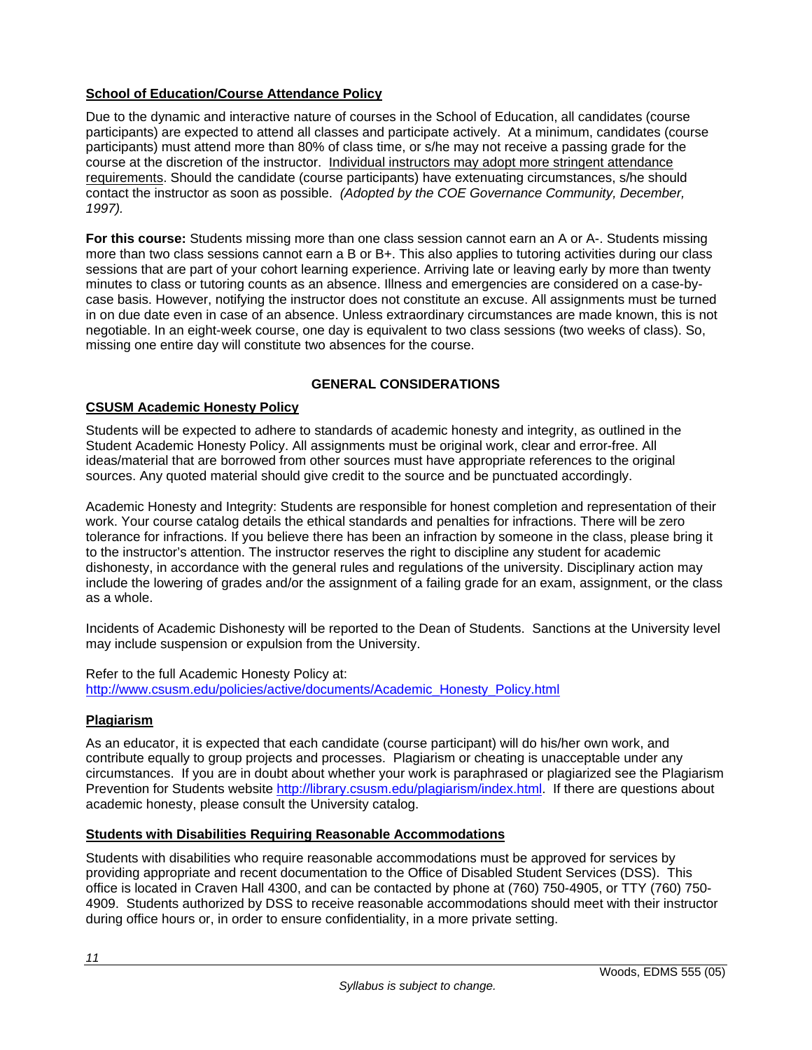**School of Education/Course Attendance Policy**

Due to the dynamic and interactive nature of courses in the School of Education, all candidates (course participants) are expected to attend all classes and participate actively. At a minimum, candidates (course participants) must attend more than 80% of class time, or s/he may not receive a passing grade for the course at the discretion of the instructor. Individual instructors may adopt more stringent attendance requirements. Should the candidate (course participants) have extenuating circumstances, s/he should contact the instructor as soon as possible. *(Adopted by the COE Governance Community, December, 1997).*

**For this course:** Students missing more than one class session cannot earn an A or A-. Students missing more than two class sessions cannot earn a B or B+. This also applies to tutoring activities during our class sessions that are part of your cohort learning experience. Arriving late or leaving early by more than twenty minutes to class or tutoring counts as an absence. Illness and emergencies are considered on a case-by-case basis. However, notifying the instructor does not constitute an excuse. All assignments must be turned in on due date even in case of an absence. Unless extraordinary circumstances are made known, this is not negotiable. In an eight-week course, one day is equivalent to two class sessions (two weeks of class). So, missing one entire day will constitute two absences for the course.

## GENERAL CONSIDERATIONS

**CSUSM Academic Honesty Policy**

Students will be expected to adhere to standards of academic honesty and integrity, as outlined in the Student Academic Honesty Policy. All assignments must be original work, clear and error-free. All ideas/material that are borrowed from other sources must have appropriate references to the original sources. Any quoted material should give credit to the source and be punctuated accordingly.

Academic Honesty and Integrity: Students are responsible for honest completion and representation of their work. Your course catalog details the ethical standards and penalties for infractions. There will be zero tolerance for infractions. If you believe there has been an infraction by someone in the class, please bring it to the instructor's attention. The instructor reserves the right to discipline any student for academic dishonesty, in accordance with the general rules and regulations of the university. Disciplinary action may include the lowering of grades and/or the assignment of a failing grade for an exam, assignment, or the class as a whole.

Incidents of Academic Dishonesty will be reported to the Dean of Students. Sanctions at the University level may include suspension or expulsion from the University.

Refer to the full Academic Honesty Policy at:
http://www.csusm.edu/policies/active/documents/Academic_Honesty_Policy.html

**Plagiarism**

As an educator, it is expected that each candidate (course participant) will do his/her own work, and contribute equally to group projects and processes. Plagiarism or cheating is unacceptable under any circumstances. If you are in doubt about whether your work is paraphrased or plagiarized see the Plagiarism Prevention for Students website http://library.csusm.edu/plagiarism/index.html. If there are questions about academic honesty, please consult the University catalog.

**Students with Disabilities Requiring Reasonable Accommodations**

Students with disabilities who require reasonable accommodations must be approved for services by providing appropriate and recent documentation to the Office of Disabled Student Services (DSS). This office is located in Craven Hall 4300, and can be contacted by phone at (760) 750-4905, or TTY (760) 750-4909. Students authorized by DSS to receive reasonable accommodations should meet with their instructor during office hours or, in order to ensure confidentiality, in a more private setting.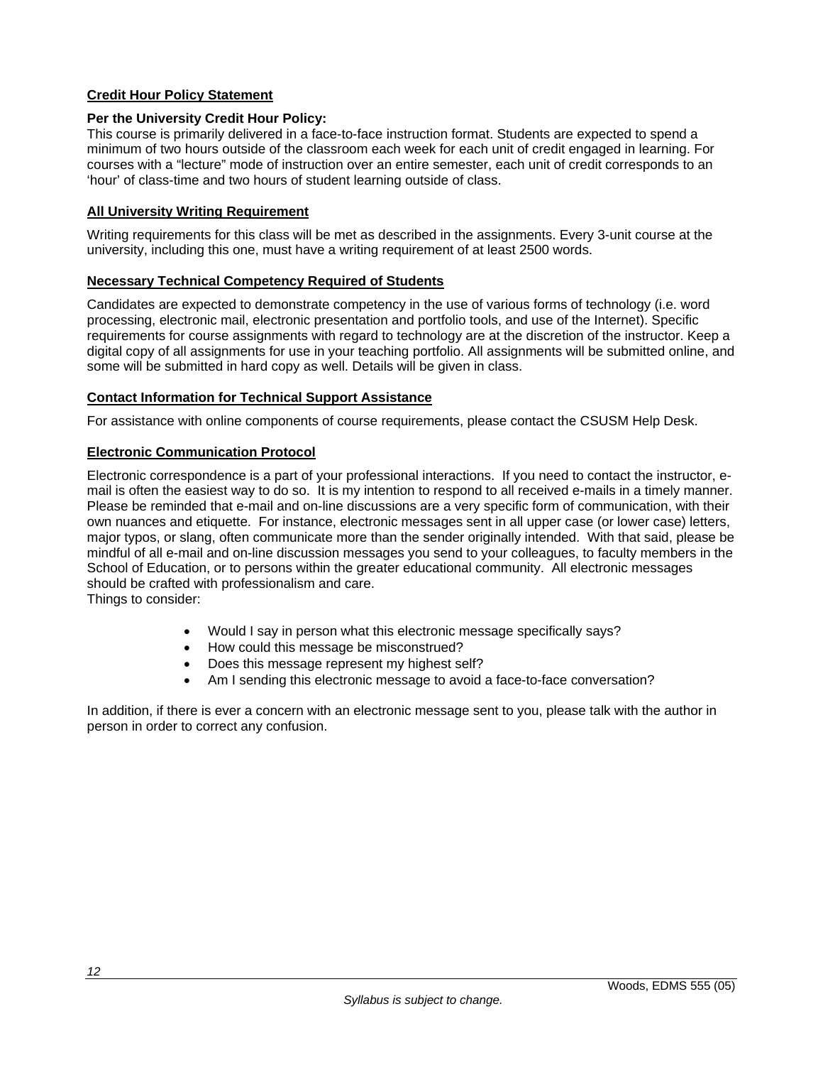## Credit Hour Policy Statement

**Per the University Credit Hour Policy:**
This course is primarily delivered in a face-to-face instruction format. Students are expected to spend a minimum of two hours outside of the classroom each week for each unit of credit engaged in learning. For courses with a "lecture" mode of instruction over an entire semester, each unit of credit corresponds to an 'hour' of class-time and two hours of student learning outside of class.

## All University Writing Requirement

Writing requirements for this class will be met as described in the assignments. Every 3-unit course at the university, including this one, must have a writing requirement of at least 2500 words.

## Necessary Technical Competency Required of Students

Candidates are expected to demonstrate competency in the use of various forms of technology (i.e. word processing, electronic mail, electronic presentation and portfolio tools, and use of the Internet). Specific requirements for course assignments with regard to technology are at the discretion of the instructor. Keep a digital copy of all assignments for use in your teaching portfolio. All assignments will be submitted online, and some will be submitted in hard copy as well. Details will be given in class.

## Contact Information for Technical Support Assistance

For assistance with online components of course requirements, please contact the CSUSM Help Desk.

## Electronic Communication Protocol

Electronic correspondence is a part of your professional interactions. If you need to contact the instructor, e-mail is often the easiest way to do so. It is my intention to respond to all received e-mails in a timely manner. Please be reminded that e-mail and on-line discussions are a very specific form of communication, with their own nuances and etiquette. For instance, electronic messages sent in all upper case (or lower case) letters, major typos, or slang, often communicate more than the sender originally intended. With that said, please be mindful of all e-mail and on-line discussion messages you send to your colleagues, to faculty members in the School of Education, or to persons within the greater educational community. All electronic messages should be crafted with professionalism and care.
Things to consider:

- Would I say in person what this electronic message specifically says?
- How could this message be misconstrued?
- Does this message represent my highest self?
- Am I sending this electronic message to avoid a face-to-face conversation?

In addition, if there is ever a concern with an electronic message sent to you, please talk with the author in person in order to correct any confusion.